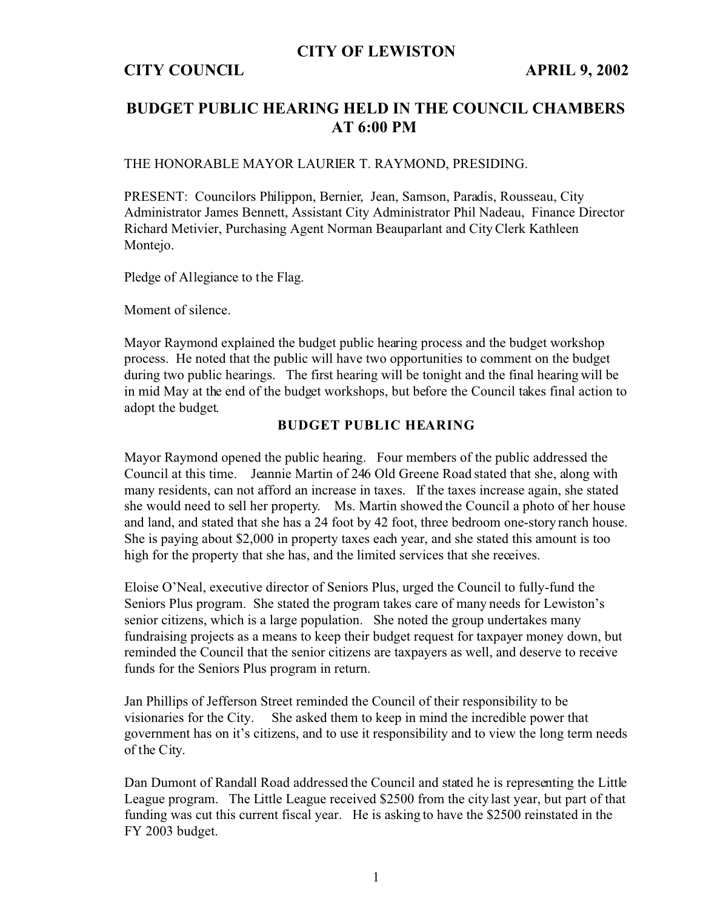# CITY OF LEWISTON

**CITY COUNCIL** **APRIL 9, 2002**

## BUDGET PUBLIC HEARING HELD IN THE COUNCIL CHAMBERS AT 6:00 PM

THE HONORABLE MAYOR LAURIER T. RAYMOND, PRESIDING.

PRESENT: Councilors Philippon, Bernier, Jean, Samson, Paradis, Rousseau, City Administrator James Bennett, Assistant City Administrator Phil Nadeau, Finance Director Richard Metivier, Purchasing Agent Norman Beauparlant and City Clerk Kathleen Montejo.

Pledge of Allegiance to the Flag.

Moment of silence.

Mayor Raymond explained the budget public hearing process and the budget workshop process. He noted that the public will have two opportunities to comment on the budget during two public hearings. The first hearing will be tonight and the final hearing will be in mid May at the end of the budget workshops, but before the Council takes final action to adopt the budget.

### BUDGET PUBLIC HEARING

Mayor Raymond opened the public hearing. Four members of the public addressed the Council at this time. Jeannie Martin of 246 Old Greene Road stated that she, along with many residents, can not afford an increase in taxes. If the taxes increase again, she stated she would need to sell her property. Ms. Martin showed the Council a photo of her house and land, and stated that she has a 24 foot by 42 foot, three bedroom one-story ranch house. She is paying about $2,000 in property taxes each year, and she stated this amount is too high for the property that she has, and the limited services that she receives.

Eloise O'Neal, executive director of Seniors Plus, urged the Council to fully-fund the Seniors Plus program. She stated the program takes care of many needs for Lewiston's senior citizens, which is a large population. She noted the group undertakes many fundraising projects as a means to keep their budget request for taxpayer money down, but reminded the Council that the senior citizens are taxpayers as well, and deserve to receive funds for the Seniors Plus program in return.

Jan Phillips of Jefferson Street reminded the Council of their responsibility to be visionaries for the City. She asked them to keep in mind the incredible power that government has on it's citizens, and to use it responsibility and to view the long term needs of the City.

Dan Dumont of Randall Road addressed the Council and stated he is representing the Little League program. The Little League received $2500 from the city last year, but part of that funding was cut this current fiscal year. He is asking to have the $2500 reinstated in the FY 2003 budget.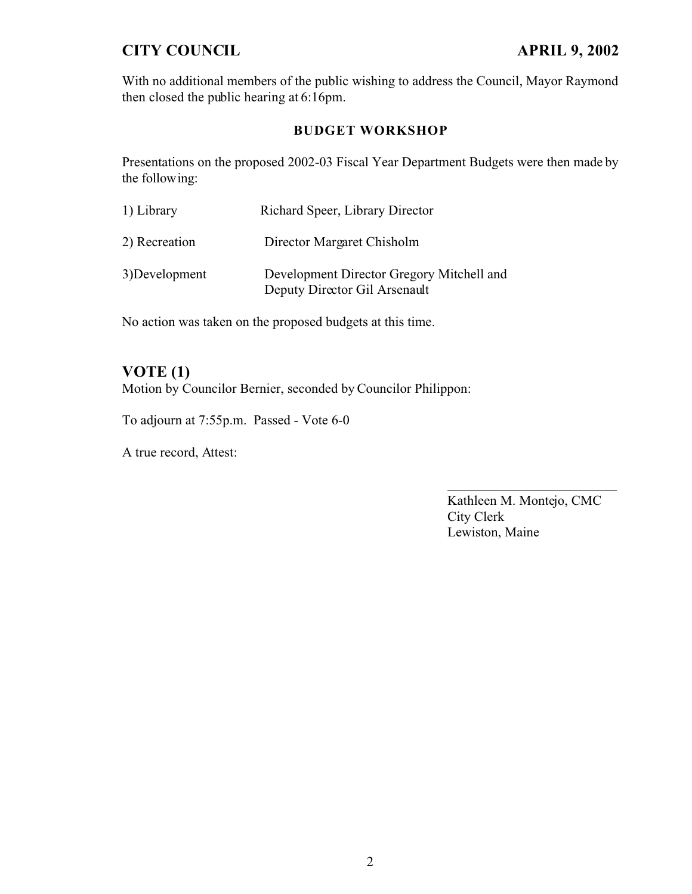With no additional members of the public wishing to address the Council, Mayor Raymond then closed the public hearing at 6:16pm.

### BUDGET WORKSHOP

Presentations on the proposed 2002-03 Fiscal Year Department Budgets were then made by the following:

| | |
|---|---|
| 1) Library | Richard Speer, Library Director |
| 2) Recreation | Director Margaret Chisholm |
| 3)Development | Development Director Gregory Mitchell and Deputy Director Gil Arsenault |

No action was taken on the proposed budgets at this time.

## VOTE (1)

Motion by Councilor Bernier, seconded by Councilor Philippon:

To adjourn at 7:55p.m. Passed - Vote 6-0

A true record, Attest:

Kathleen M. Montejo, CMC
City Clerk
Lewiston, Maine